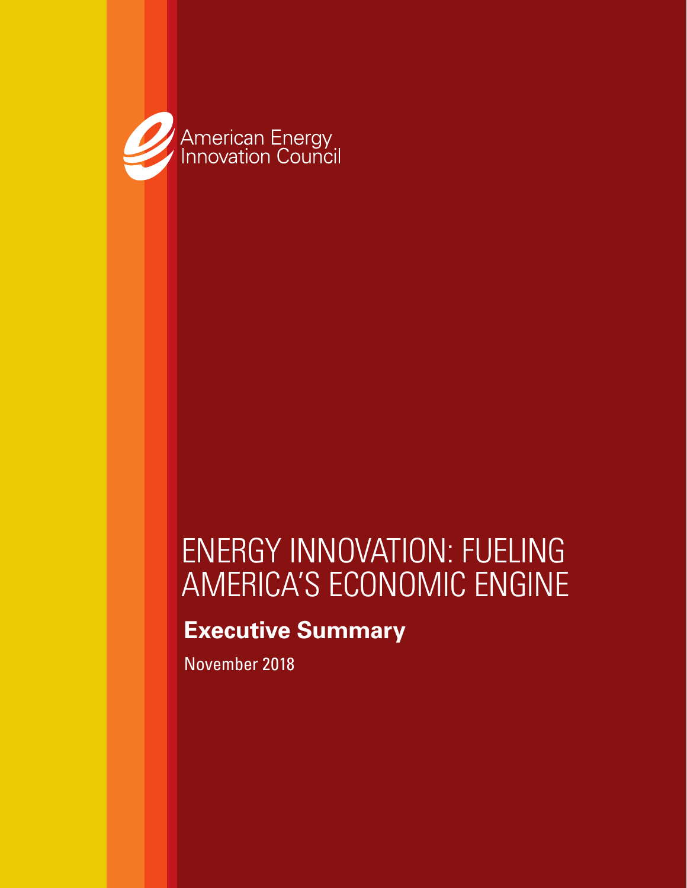American Energy Innovation Council

# ENERGY INNOVATION: FUELING AMERICA'S ECONOMIC ENGINE

## Executive Summary

November 2018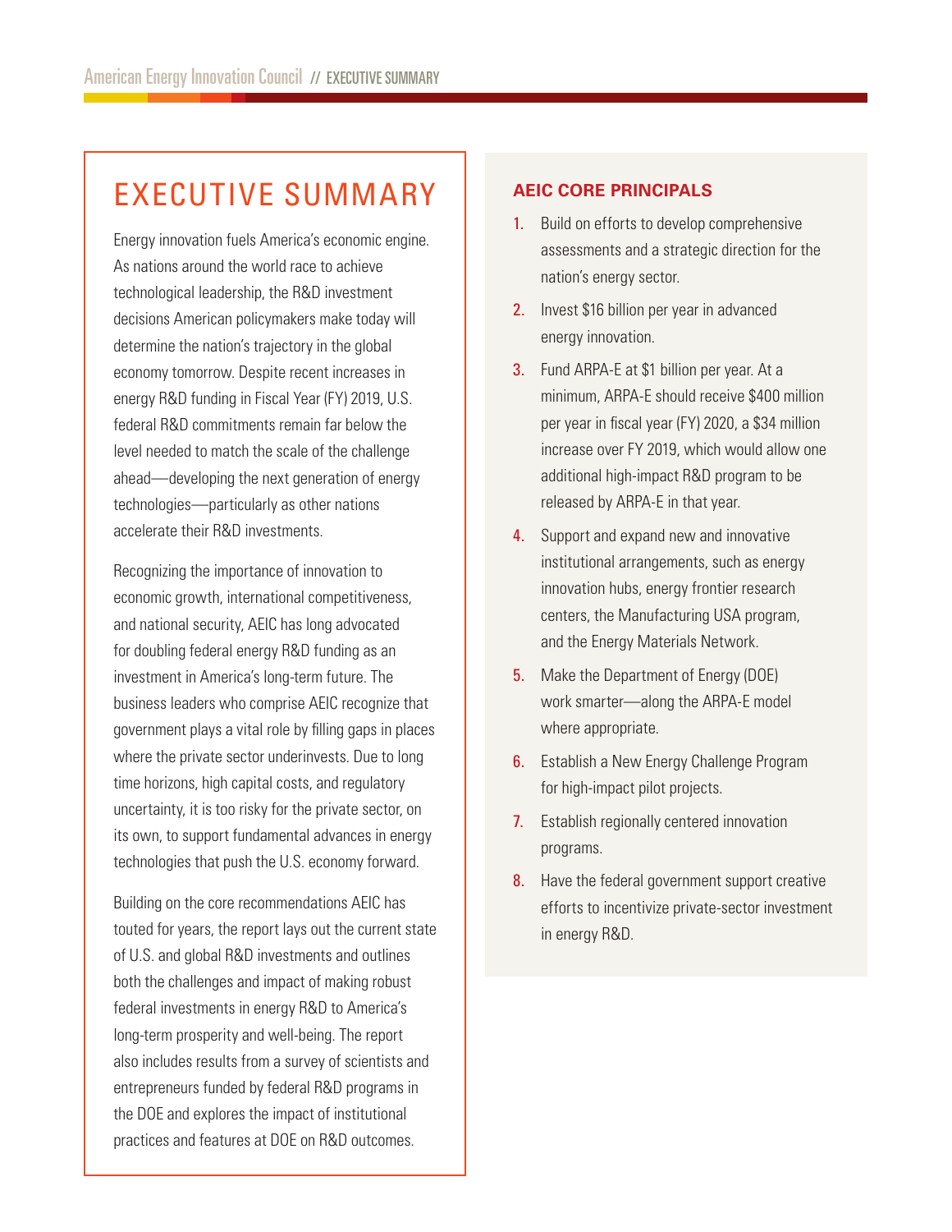# EXECUTIVE SUMMARY

Energy innovation fuels America's economic engine. As nations around the world race to achieve technological leadership, the R&D investment decisions American policymakers make today will determine the nation's trajectory in the global economy tomorrow. Despite recent increases in energy R&D funding in Fiscal Year (FY) 2019, U.S. federal R&D commitments remain far below the level needed to match the scale of the challenge ahead—developing the next generation of energy technologies—particularly as other nations accelerate their R&D investments.

Recognizing the importance of innovation to economic growth, international competitiveness, and national security, AEIC has long advocated for doubling federal energy R&D funding as an investment in America's long-term future. The business leaders who comprise AEIC recognize that government plays a vital role by filling gaps in places where the private sector underinvests. Due to long time horizons, high capital costs, and regulatory uncertainty, it is too risky for the private sector, on its own, to support fundamental advances in energy technologies that push the U.S. economy forward.

Building on the core recommendations AEIC has touted for years, the report lays out the current state of U.S. and global R&D investments and outlines both the challenges and impact of making robust federal investments in energy R&D to America's long-term prosperity and well-being. The report also includes results from a survey of scientists and entrepreneurs funded by federal R&D programs in the DOE and explores the impact of institutional practices and features at DOE on R&D outcomes.

## AEIC CORE PRINCIPALS

1. Build on efforts to develop comprehensive assessments and a strategic direction for the nation's energy sector.
2. Invest $16 billion per year in advanced energy innovation.
3. Fund ARPA-E at $1 billion per year. At a minimum, ARPA-E should receive $400 million per year in fiscal year (FY) 2020, a $34 million increase over FY 2019, which would allow one additional high-impact R&D program to be released by ARPA-E in that year.
4. Support and expand new and innovative institutional arrangements, such as energy innovation hubs, energy frontier research centers, the Manufacturing USA program, and the Energy Materials Network.
5. Make the Department of Energy (DOE) work smarter—along the ARPA-E model where appropriate.
6. Establish a New Energy Challenge Program for high-impact pilot projects.
7. Establish regionally centered innovation programs.
8. Have the federal government support creative efforts to incentivize private-sector investment in energy R&D.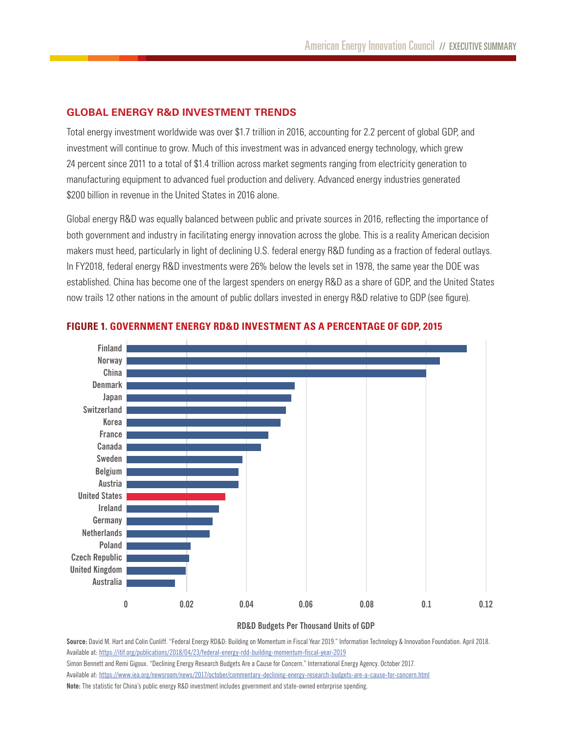## GLOBAL ENERGY R&D INVESTMENT TRENDS

Total energy investment worldwide was over $1.7 trillion in 2016, accounting for 2.2 percent of global GDP, and investment will continue to grow. Much of this investment was in advanced energy technology, which grew 24 percent since 2011 to a total of $1.4 trillion across market segments ranging from electricity generation to manufacturing equipment to advanced fuel production and delivery. Advanced energy industries generated $200 billion in revenue in the United States in 2016 alone.

Global energy R&D was equally balanced between public and private sources in 2016, reflecting the importance of both government and industry in facilitating energy innovation across the globe. This is a reality American decision makers must heed, particularly in light of declining U.S. federal energy R&D funding as a fraction of federal outlays. In FY2018, federal energy R&D investments were 26% below the levels set in 1978, the same year the DOE was established. China has become one of the largest spenders on energy R&D as a share of GDP, and the United States now trails 12 other nations in the amount of public dollars invested in energy R&D relative to GDP (see figure).

### FIGURE 1. GOVERNMENT ENERGY RD&D INVESTMENT AS A PERCENTAGE OF GDP, 2015

Countries (top to bottom): Finland, Norway, China, Denmark, Japan, Switzerland, Korea, France, Canada, Sweden, Belgium, Austria, United States, Ireland, Germany, Netherlands, Poland, Czech Republic, United Kingdom, Australia

X-axis: 0, 0.02, 0.04, 0.06, 0.08, 0.1, 0.12

RD&D Budgets Per Thousand Units of GDP

**Source:** David M. Hart and Colin Cunliff. "Federal Energy RD&D: Building on Momentum in Fiscal Year 2019." Information Technology & Innovation Foundation. April 2018. Available at: https://itif.org/publications/2018/04/23/federal-energy-rdd-building-momentum-fiscal-year-2019

Simon Bennett and Remi Gigoux. "Declining Energy Research Budgets Are a Cause for Concern." International Energy Agency. October 2017. Available at: https://www.iea.org/newsroom/news/2017/october/commentary-declining-energy-research-budgets-are-a-cause-for-concern.html

**Note:** The statistic for China's public energy R&D investment includes government and state-owned enterprise spending.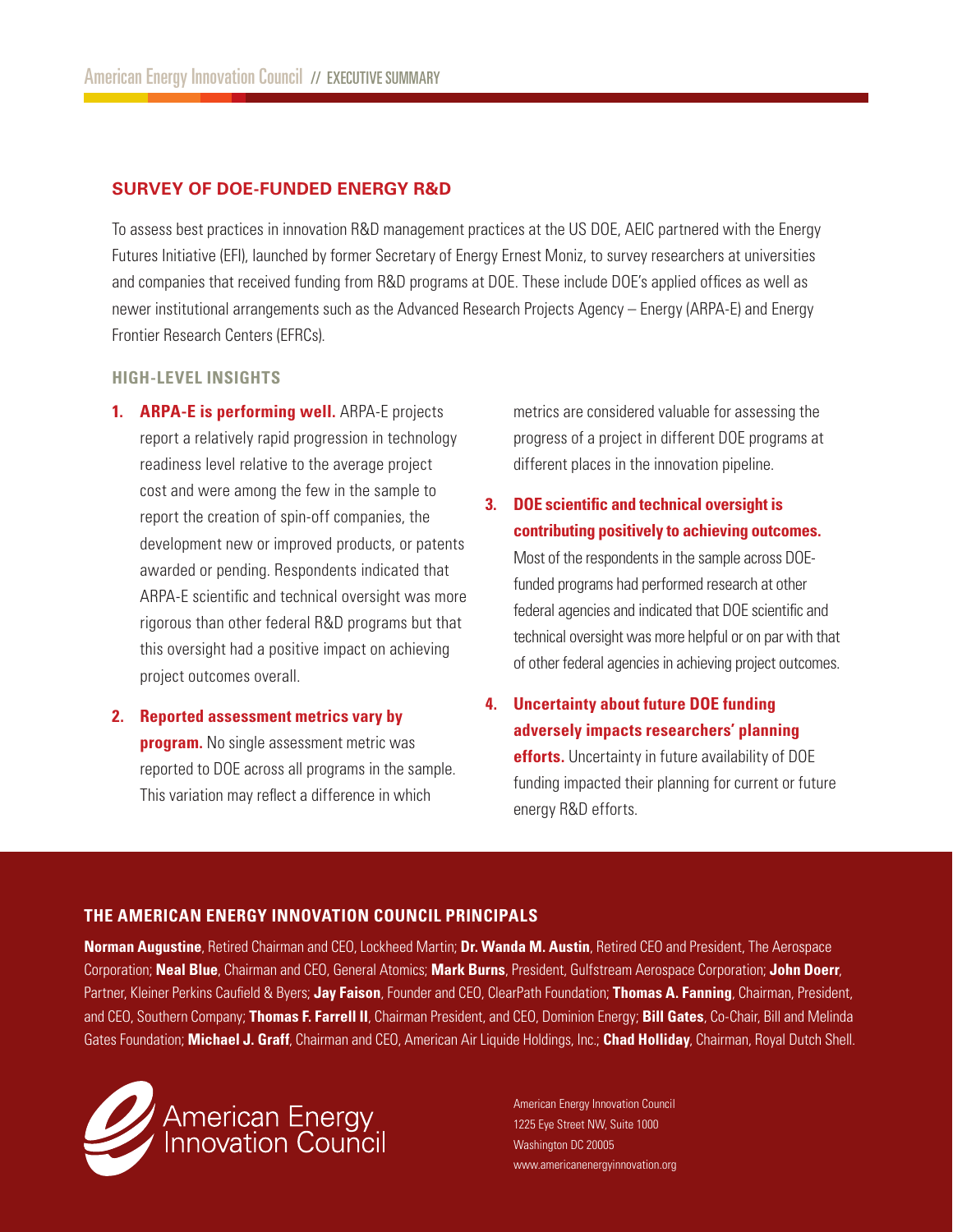## SURVEY OF DOE-FUNDED ENERGY R&D

To assess best practices in innovation R&D management practices at the US DOE, AEIC partnered with the Energy Futures Initiative (EFI), launched by former Secretary of Energy Ernest Moniz, to survey researchers at universities and companies that received funding from R&D programs at DOE. These include DOE's applied offices as well as newer institutional arrangements such as the Advanced Research Projects Agency – Energy (ARPA-E) and Energy Frontier Research Centers (EFRCs).

### HIGH-LEVEL INSIGHTS

1. **ARPA-E is performing well.** ARPA-E projects report a relatively rapid progression in technology readiness level relative to the average project cost and were among the few in the sample to report the creation of spin-off companies, the development new or improved products, or patents awarded or pending. Respondents indicated that ARPA-E scientific and technical oversight was more rigorous than other federal R&D programs but that this oversight had a positive impact on achieving project outcomes overall.
2. **Reported assessment metrics vary by program.** No single assessment metric was reported to DOE across all programs in the sample. This variation may reflect a difference in which metrics are considered valuable for assessing the progress of a project in different DOE programs at different places in the innovation pipeline.
3. **DOE scientific and technical oversight is contributing positively to achieving outcomes.** Most of the respondents in the sample across DOE-funded programs had performed research at other federal agencies and indicated that DOE scientific and technical oversight was more helpful or on par with that of other federal agencies in achieving project outcomes.
4. **Uncertainty about future DOE funding adversely impacts researchers' planning efforts.** Uncertainty in future availability of DOE funding impacted their planning for current or future energy R&D efforts.

### THE AMERICAN ENERGY INNOVATION COUNCIL PRINCIPALS

**Norman Augustine**, Retired Chairman and CEO, Lockheed Martin; **Dr. Wanda M. Austin**, Retired CEO and President, The Aerospace Corporation; **Neal Blue**, Chairman and CEO, General Atomics; **Mark Burns**, President, Gulfstream Aerospace Corporation; **John Doerr**, Partner, Kleiner Perkins Caufield & Byers; **Jay Faison**, Founder and CEO, ClearPath Foundation; **Thomas A. Fanning**, Chairman, President, and CEO, Southern Company; **Thomas F. Farrell II**, Chairman President, and CEO, Dominion Energy; **Bill Gates**, Co-Chair, Bill and Melinda Gates Foundation; **Michael J. Graff**, Chairman and CEO, American Air Liquide Holdings, Inc.; **Chad Holliday**, Chairman, Royal Dutch Shell.

American Energy Innovation Council

American Energy Innovation Council
1225 Eye Street NW, Suite 1000
Washington DC 20005
www.americanenergyinnovation.org